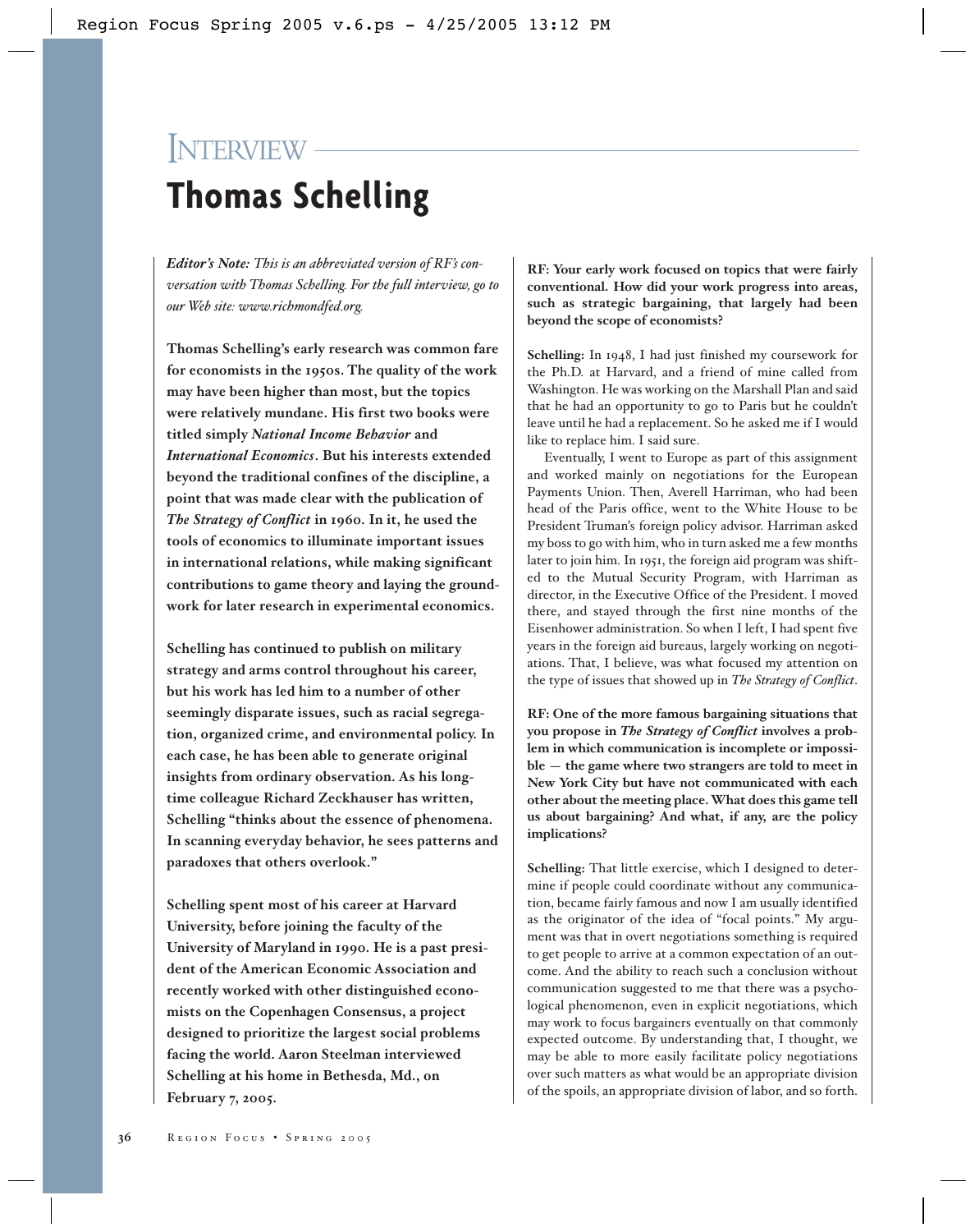# INTERVIEW

# Thomas Schelling

***Editor's Note:*** *This is an abbreviated version of RF's conversation with Thomas Schelling. For the full interview, go to our Web site: www.richmondfed.org.*

**Thomas Schelling's early research was common fare for economists in the 1950s. The quality of the work may have been higher than most, but the topics were relatively mundane. His first two books were titled simply *National Income Behavior* and *International Economics*. But his interests extended beyond the traditional confines of the discipline, a point that was made clear with the publication of *The Strategy of Conflict* in 1960. In it, he used the tools of economics to illuminate important issues in international relations, while making significant contributions to game theory and laying the groundwork for later research in experimental economics.**

**Schelling has continued to publish on military strategy and arms control throughout his career, but his work has led him to a number of other seemingly disparate issues, such as racial segregation, organized crime, and environmental policy. In each case, he has been able to generate original insights from ordinary observation. As his longtime colleague Richard Zeckhauser has written, Schelling "thinks about the essence of phenomena. In scanning everyday behavior, he sees patterns and paradoxes that others overlook."**

**Schelling spent most of his career at Harvard University, before joining the faculty of the University of Maryland in 1990. He is a past president of the American Economic Association and recently worked with other distinguished economists on the Copenhagen Consensus, a project designed to prioritize the largest social problems facing the world. Aaron Steelman interviewed Schelling at his home in Bethesda, Md., on February 7, 2005.**

**RF: Your early work focused on topics that were fairly conventional. How did your work progress into areas, such as strategic bargaining, that largely had been beyond the scope of economists?**

**Schelling:** In 1948, I had just finished my coursework for the Ph.D. at Harvard, and a friend of mine called from Washington. He was working on the Marshall Plan and said that he had an opportunity to go to Paris but he couldn't leave until he had a replacement. So he asked me if I would like to replace him. I said sure.

Eventually, I went to Europe as part of this assignment and worked mainly on negotiations for the European Payments Union. Then, Averell Harriman, who had been head of the Paris office, went to the White House to be President Truman's foreign policy advisor. Harriman asked my boss to go with him, who in turn asked me a few months later to join him. In 1951, the foreign aid program was shifted to the Mutual Security Program, with Harriman as director, in the Executive Office of the President. I moved there, and stayed through the first nine months of the Eisenhower administration. So when I left, I had spent five years in the foreign aid bureaus, largely working on negotiations. That, I believe, was what focused my attention on the type of issues that showed up in *The Strategy of Conflict*.

**RF: One of the more famous bargaining situations that you propose in *The Strategy of Conflict* involves a problem in which communication is incomplete or impossible — the game where two strangers are told to meet in New York City but have not communicated with each other about the meeting place. What does this game tell us about bargaining? And what, if any, are the policy implications?**

**Schelling:** That little exercise, which I designed to determine if people could coordinate without any communication, became fairly famous and now I am usually identified as the originator of the idea of "focal points." My argument was that in overt negotiations something is required to get people to arrive at a common expectation of an outcome. And the ability to reach such a conclusion without communication suggested to me that there was a psychological phenomenon, even in explicit negotiations, which may work to focus bargainers eventually on that commonly expected outcome. By understanding that, I thought, we may be able to more easily facilitate policy negotiations over such matters as what would be an appropriate division of the spoils, an appropriate division of labor, and so forth.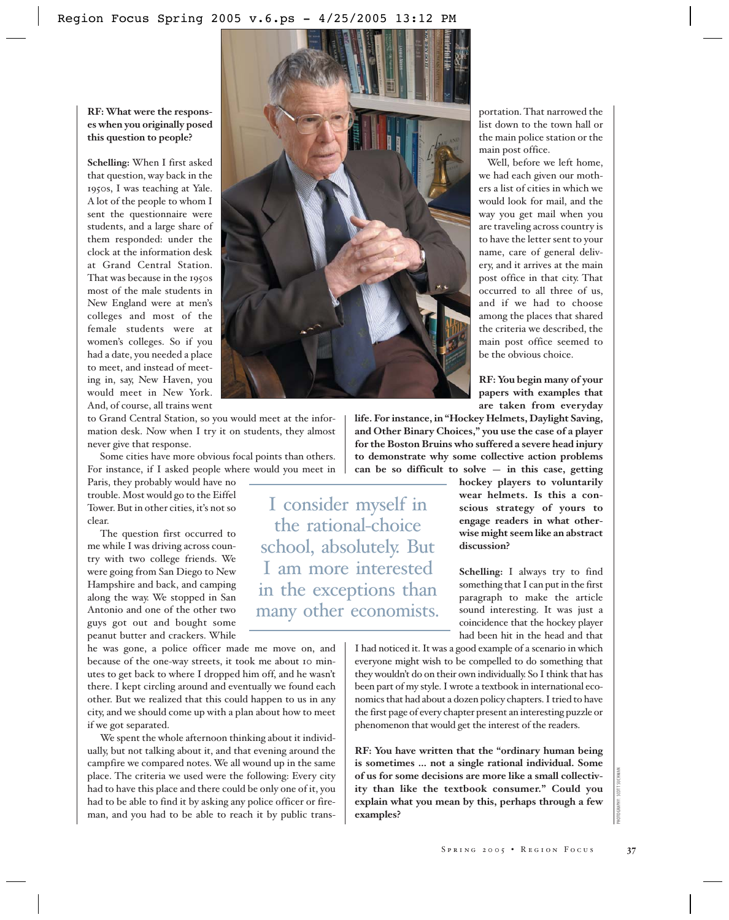**RF: What were the responses when you originally posed this question to people?**

**Schelling:** When I first asked that question, way back in the 1950s, I was teaching at Yale. A lot of the people to whom I sent the questionnaire were students, and a large share of them responded: under the clock at the information desk at Grand Central Station. That was because in the 1950s most of the male students in New England were at men's colleges and most of the female students were at women's colleges. So if you had a date, you needed a place to meet, and instead of meeting in, say, New Haven, you would meet in New York. And, of course, all trains went to Grand Central Station, so you would meet at the information desk. Now when I try it on students, they almost never give that response.

Some cities have more obvious focal points than others. For instance, if I asked people where would you meet in Paris, they probably would have no trouble. Most would go to the Eiffel Tower. But in other cities, it's not so clear.

The question first occurred to me while I was driving across country with two college friends. We were going from San Diego to New Hampshire and back, and camping along the way. We stopped in San Antonio and one of the other two guys got out and bought some peanut butter and crackers. While he was gone, a police officer made me move on, and because of the one-way streets, it took me about 10 minutes to get back to where I dropped him off, and he wasn't there. I kept circling around and eventually we found each other. But we realized that this could happen to us in any city, and we should come up with a plan about how to meet if we got separated.

We spent the whole afternoon thinking about it individually, but not talking about it, and that evening around the campfire we compared notes. We all wound up in the same place. The criteria we used were the following: Every city had to have this place and there could be only one of it, you had to be able to find it by asking any police officer or fireman, and you had to be able to reach it by public transportation. That narrowed the list down to the town hall or the main police station or the main post office.

Well, before we left home, we had each given our mothers a list of cities in which we would look for mail, and the way you get mail when you are traveling across country is to have the letter sent to your name, care of general delivery, and it arrives at the main post office in that city. That occurred to all three of us, and if we had to choose among the places that shared the criteria we described, the main post office seemed to be the obvious choice.

> I consider myself in the rational-choice school, absolutely. But I am more interested in the exceptions than many other economists.

**RF: You begin many of your papers with examples that are taken from everyday life. For instance, in "Hockey Helmets, Daylight Saving, and Other Binary Choices," you use the case of a player for the Boston Bruins who suffered a severe head injury to demonstrate why some collective action problems can be so difficult to solve — in this case, getting hockey players to voluntarily wear helmets. Is this a conscious strategy of yours to engage readers in what otherwise might seem like an abstract discussion?**

**Schelling:** I always try to find something that I can put in the first paragraph to make the article sound interesting. It was just a coincidence that the hockey player had been hit in the head and that I had noticed it. It was a good example of a scenario in which everyone might wish to be compelled to do something that they wouldn't do on their own individually. So I think that has been part of my style. I wrote a textbook in international economics that had about a dozen policy chapters. I tried to have the first page of every chapter present an interesting puzzle or phenomenon that would get the interest of the readers.

**RF: You have written that the "ordinary human being is sometimes ... not a single rational individual. Some of us for some decisions are more like a small collectivity than like the textbook consumer." Could you explain what you mean by this, perhaps through a few examples?**

PHOTOGRAPHY: SCOTT SUCHMAN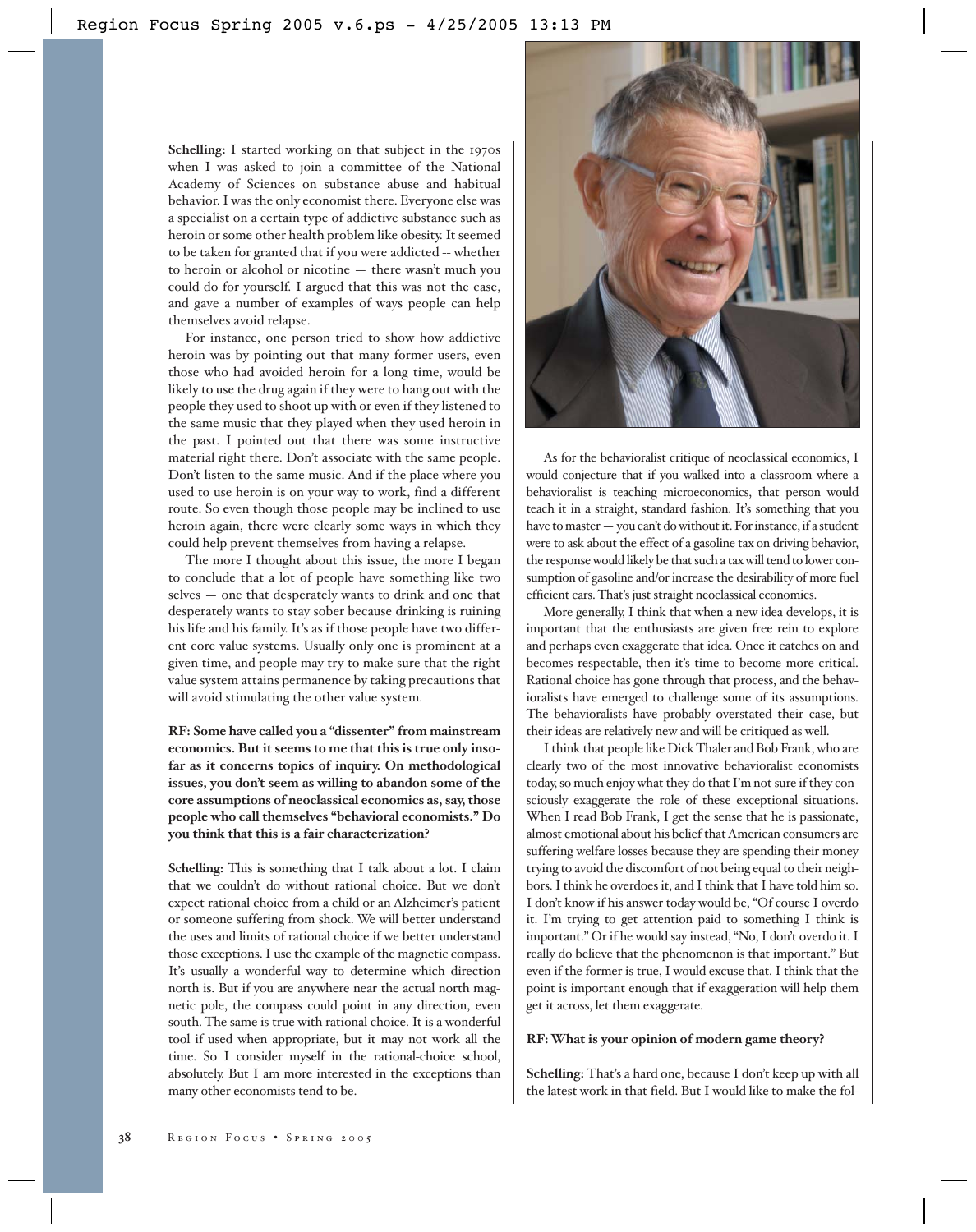**Schelling:** I started working on that subject in the 1970s when I was asked to join a committee of the National Academy of Sciences on substance abuse and habitual behavior. I was the only economist there. Everyone else was a specialist on a certain type of addictive substance such as heroin or some other health problem like obesity. It seemed to be taken for granted that if you were addicted -- whether to heroin or alcohol or nicotine — there wasn't much you could do for yourself. I argued that this was not the case, and gave a number of examples of ways people can help themselves avoid relapse.

For instance, one person tried to show how addictive heroin was by pointing out that many former users, even those who had avoided heroin for a long time, would be likely to use the drug again if they were to hang out with the people they used to shoot up with or even if they listened to the same music that they played when they used heroin in the past. I pointed out that there was some instructive material right there. Don't associate with the same people. Don't listen to the same music. And if the place where you used to use heroin is on your way to work, find a different route. So even though those people may be inclined to use heroin again, there were clearly some ways in which they could help prevent themselves from having a relapse.

The more I thought about this issue, the more I began to conclude that a lot of people have something like two selves — one that desperately wants to drink and one that desperately wants to stay sober because drinking is ruining his life and his family. It's as if those people have two different core value systems. Usually only one is prominent at a given time, and people may try to make sure that the right value system attains permanence by taking precautions that will avoid stimulating the other value system.

**RF: Some have called you a "dissenter" from mainstream economics. But it seems to me that this is true only insofar as it concerns topics of inquiry. On methodological issues, you don't seem as willing to abandon some of the core assumptions of neoclassical economics as, say, those people who call themselves "behavioral economists." Do you think that this is a fair characterization?**

**Schelling:** This is something that I talk about a lot. I claim that we couldn't do without rational choice. But we don't expect rational choice from a child or an Alzheimer's patient or someone suffering from shock. We will better understand the uses and limits of rational choice if we better understand those exceptions. I use the example of the magnetic compass. It's usually a wonderful way to determine which direction north is. But if you are anywhere near the actual north magnetic pole, the compass could point in any direction, even south. The same is true with rational choice. It is a wonderful tool if used when appropriate, but it may not work all the time. So I consider myself in the rational-choice school, absolutely. But I am more interested in the exceptions than many other economists tend to be.

As for the behavioralist critique of neoclassical economics, I would conjecture that if you walked into a classroom where a behavioralist is teaching microeconomics, that person would teach it in a straight, standard fashion. It's something that you have to master — you can't do without it. For instance, if a student were to ask about the effect of a gasoline tax on driving behavior, the response would likely be that such a tax will tend to lower consumption of gasoline and/or increase the desirability of more fuel efficient cars. That's just straight neoclassical economics.

More generally, I think that when a new idea develops, it is important that the enthusiasts are given free rein to explore and perhaps even exaggerate that idea. Once it catches on and becomes respectable, then it's time to become more critical. Rational choice has gone through that process, and the behavioralists have emerged to challenge some of its assumptions. The behavioralists have probably overstated their case, but their ideas are relatively new and will be critiqued as well.

I think that people like Dick Thaler and Bob Frank, who are clearly two of the most innovative behavioralist economists today, so much enjoy what they do that I'm not sure if they consciously exaggerate the role of these exceptional situations. When I read Bob Frank, I get the sense that he is passionate, almost emotional about his belief that American consumers are suffering welfare losses because they are spending their money trying to avoid the discomfort of not being equal to their neighbors. I think he overdoes it, and I think that I have told him so. I don't know if his answer today would be, "Of course I overdo it. I'm trying to get attention paid to something I think is important." Or if he would say instead, "No, I don't overdo it. I really do believe that the phenomenon is that important." But even if the former is true, I would excuse that. I think that the point is important enough that if exaggeration will help them get it across, let them exaggerate.

**RF: What is your opinion of modern game theory?**

**Schelling:** That's a hard one, because I don't keep up with all the latest work in that field. But I would like to make the fol-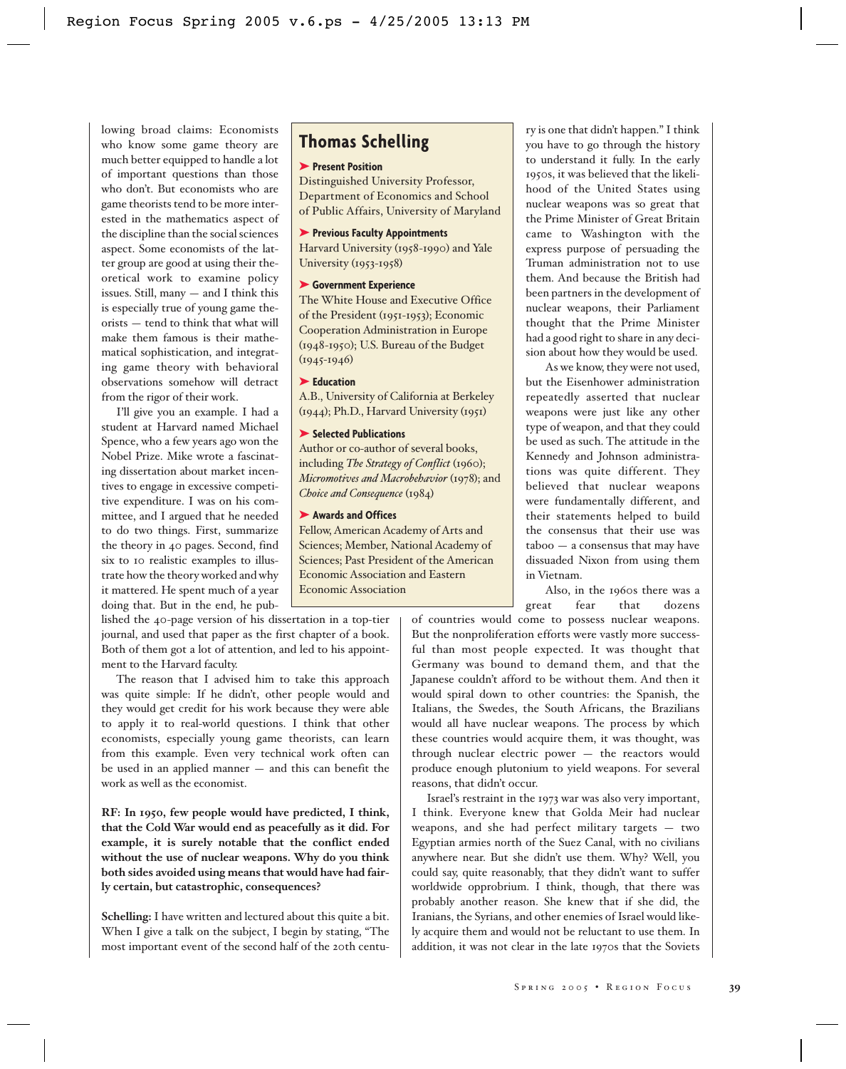lowing broad claims: Economists who know some game theory are much better equipped to handle a lot of important questions than those who don't. But economists who are game theorists tend to be more interested in the mathematics aspect of the discipline than the social sciences aspect. Some economists of the latter group are good at using their theoretical work to examine policy issues. Still, many — and I think this is especially true of young game theorists — tend to think that what will make them famous is their mathematical sophistication, and integrating game theory with behavioral observations somehow will detract from the rigor of their work.

I'll give you an example. I had a student at Harvard named Michael Spence, who a few years ago won the Nobel Prize. Mike wrote a fascinating dissertation about market incentives to engage in excessive competitive expenditure. I was on his committee, and I argued that he needed to do two things. First, summarize the theory in 40 pages. Second, find six to 10 realistic examples to illustrate how the theory worked and why it mattered. He spent much of a year doing that. But in the end, he published the 40-page version of his dissertation in a top-tier journal, and used that paper as the first chapter of a book. Both of them got a lot of attention, and led to his appointment to the Harvard faculty.

The reason that I advised him to take this approach was quite simple: If he didn't, other people would and they would get credit for his work because they were able to apply it to real-world questions. I think that other economists, especially young game theorists, can learn from this example. Even very technical work often can be used in an applied manner — and this can benefit the work as well as the economist.

> ## Thomas Schelling
>
> **➤ Present Position**
> Distinguished University Professor, Department of Economics and School of Public Affairs, University of Maryland
>
> **➤ Previous Faculty Appointments**
> Harvard University (1958-1990) and Yale University (1953-1958)
>
> **➤ Government Experience**
> The White House and Executive Office of the President (1951-1953); Economic Cooperation Administration in Europe (1948-1950); U.S. Bureau of the Budget (1945-1946)
>
> **➤ Education**
> A.B., University of California at Berkeley (1944); Ph.D., Harvard University (1951)
>
> **➤ Selected Publications**
> Author or co-author of several books, including *The Strategy of Conflict* (1960); *Micromotives and Macrobehavior* (1978); and *Choice and Consequence* (1984)
>
> **➤ Awards and Offices**
> Fellow, American Academy of Arts and Sciences; Member, National Academy of Sciences; Past President of the American Economic Association and Eastern Economic Association

**RF: In 1950, few people would have predicted, I think, that the Cold War would end as peacefully as it did. For example, it is surely notable that the conflict ended without the use of nuclear weapons. Why do you think both sides avoided using means that would have had fairly certain, but catastrophic, consequences?**

**Schelling:** I have written and lectured about this quite a bit. When I give a talk on the subject, I begin by stating, "The most important event of the second half of the 20th century is one that didn't happen." I think you have to go through the history to understand it fully. In the early 1950s, it was believed that the likelihood of the United States using nuclear weapons was so great that the Prime Minister of Great Britain came to Washington with the express purpose of persuading the Truman administration not to use them. And because the British had been partners in the development of nuclear weapons, their Parliament thought that the Prime Minister had a good right to share in any decision about how they would be used.

As we know, they were not used, but the Eisenhower administration repeatedly asserted that nuclear weapons were just like any other type of weapon, and that they could be used as such. The attitude in the Kennedy and Johnson administrations was quite different. They believed that nuclear weapons were fundamentally different, and their statements helped to build the consensus that their use was taboo — a consensus that may have dissuaded Nixon from using them in Vietnam.

Also, in the 1960s there was a great fear that dozens of countries would come to possess nuclear weapons. But the nonproliferation efforts were vastly more successful than most people expected. It was thought that Germany was bound to demand them, and that the Japanese couldn't afford to be without them. And then it would spiral down to other countries: the Spanish, the Italians, the Swedes, the South Africans, the Brazilians would all have nuclear weapons. The process by which these countries would acquire them, it was thought, was through nuclear electric power — the reactors would produce enough plutonium to yield weapons. For several reasons, that didn't occur.

Israel's restraint in the 1973 war was also very important, I think. Everyone knew that Golda Meir had nuclear weapons, and she had perfect military targets — two Egyptian armies north of the Suez Canal, with no civilians anywhere near. But she didn't use them. Why? Well, you could say, quite reasonably, that they didn't want to suffer worldwide opprobrium. I think, though, that there was probably another reason. She knew that if she did, the Iranians, the Syrians, and other enemies of Israel would likely acquire them and would not be reluctant to use them. In addition, it was not clear in the late 1970s that the Soviets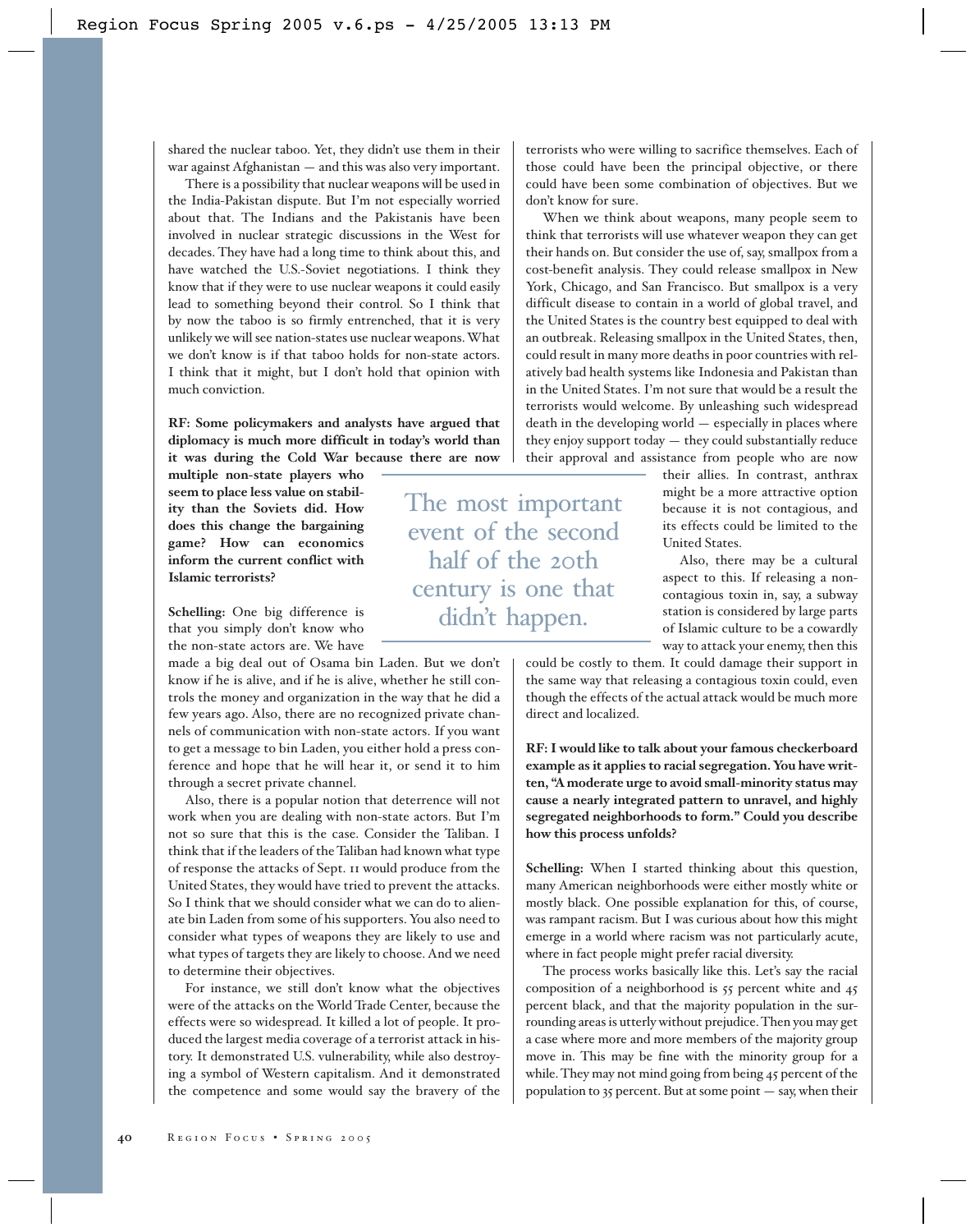shared the nuclear taboo. Yet, they didn't use them in their war against Afghanistan — and this was also very important.

There is a possibility that nuclear weapons will be used in the India-Pakistan dispute. But I'm not especially worried about that. The Indians and the Pakistanis have been involved in nuclear strategic discussions in the West for decades. They have had a long time to think about this, and have watched the U.S.-Soviet negotiations. I think they know that if they were to use nuclear weapons it could easily lead to something beyond their control. So I think that by now the taboo is so firmly entrenched, that it is very unlikely we will see nation-states use nuclear weapons. What we don't know is if that taboo holds for non-state actors. I think that it might, but I don't hold that opinion with much conviction.

**RF: Some policymakers and analysts have argued that diplomacy is much more difficult in today's world than it was during the Cold War because there are now multiple non-state players who seem to place less value on stability than the Soviets did. How does this change the bargaining game? How can economics inform the current conflict with Islamic terrorists?**

**Schelling:** One big difference is that you simply don't know who the non-state actors are. We have made a big deal out of Osama bin Laden. But we don't know if he is alive, and if he is alive, whether he still controls the money and organization in the way that he did a few years ago. Also, there are no recognized private channels of communication with non-state actors. If you want to get a message to bin Laden, you either hold a press conference and hope that he will hear it, or send it to him through a secret private channel.

Also, there is a popular notion that deterrence will not work when you are dealing with non-state actors. But I'm not so sure that this is the case. Consider the Taliban. I think that if the leaders of the Taliban had known what type of response the attacks of Sept. 11 would produce from the United States, they would have tried to prevent the attacks. So I think that we should consider what we can do to alienate bin Laden from some of his supporters. You also need to consider what types of weapons they are likely to use and what types of targets they are likely to choose. And we need to determine their objectives.

For instance, we still don't know what the objectives were of the attacks on the World Trade Center, because the effects were so widespread. It killed a lot of people. It produced the largest media coverage of a terrorist attack in history. It demonstrated U.S. vulnerability, while also destroying a symbol of Western capitalism. And it demonstrated the competence and some would say the bravery of the terrorists who were willing to sacrifice themselves. Each of those could have been the principal objective, or there could have been some combination of objectives. But we don't know for sure.

When we think about weapons, many people seem to think that terrorists will use whatever weapon they can get their hands on. But consider the use of, say, smallpox from a cost-benefit analysis. They could release smallpox in New York, Chicago, and San Francisco. But smallpox is a very difficult disease to contain in a world of global travel, and the United States is the country best equipped to deal with an outbreak. Releasing smallpox in the United States, then, could result in many more deaths in poor countries with relatively bad health systems like Indonesia and Pakistan than in the United States. I'm not sure that would be a result the terrorists would welcome. By unleashing such widespread death in the developing world — especially in places where they enjoy support today — they could substantially reduce their approval and assistance from people who are now their allies. In contrast, anthrax might be a more attractive option because it is not contagious, and its effects could be limited to the United States.

Also, there may be a cultural aspect to this. If releasing a non-contagious toxin in, say, a subway station is considered by large parts of Islamic culture to be a cowardly way to attack your enemy, then this could be costly to them. It could damage their support in the same way that releasing a contagious toxin could, even though the effects of the actual attack would be much more direct and localized.

> The most important event of the second half of the 20th century is one that didn't happen.

**RF: I would like to talk about your famous checkerboard example as it applies to racial segregation. You have written, "A moderate urge to avoid small-minority status may cause a nearly integrated pattern to unravel, and highly segregated neighborhoods to form." Could you describe how this process unfolds?**

**Schelling:** When I started thinking about this question, many American neighborhoods were either mostly white or mostly black. One possible explanation for this, of course, was rampant racism. But I was curious about how this might emerge in a world where racism was not particularly acute, where in fact people might prefer racial diversity.

The process works basically like this. Let's say the racial composition of a neighborhood is 55 percent white and 45 percent black, and that the majority population in the surrounding areas is utterly without prejudice. Then you may get a case where more and more members of the majority group move in. This may be fine with the minority group for a while. They may not mind going from being 45 percent of the population to 35 percent. But at some point — say, when their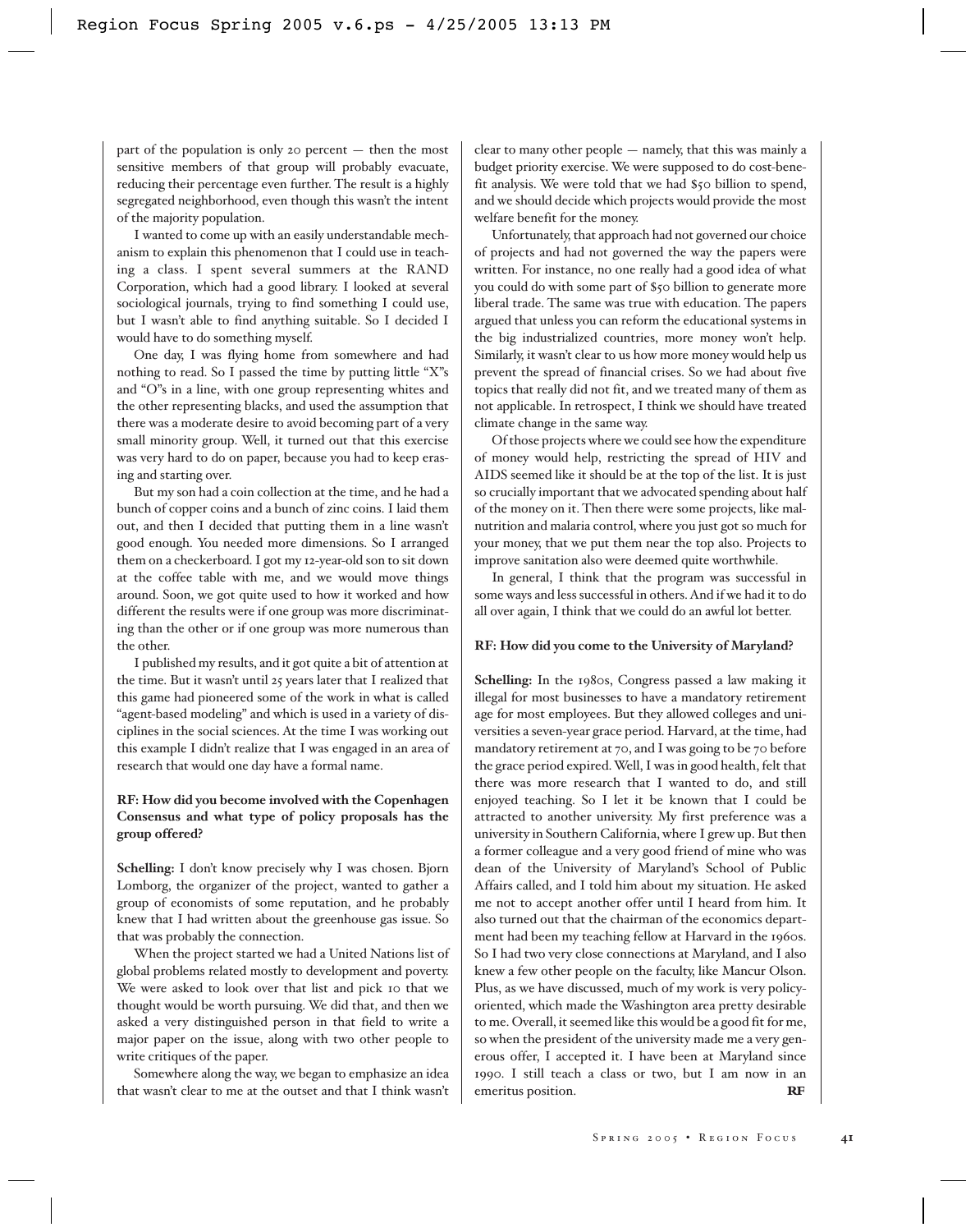part of the population is only 20 percent — then the most sensitive members of that group will probably evacuate, reducing their percentage even further. The result is a highly segregated neighborhood, even though this wasn't the intent of the majority population.

I wanted to come up with an easily understandable mechanism to explain this phenomenon that I could use in teaching a class. I spent several summers at the RAND Corporation, which had a good library. I looked at several sociological journals, trying to find something I could use, but I wasn't able to find anything suitable. So I decided I would have to do something myself.

One day, I was flying home from somewhere and had nothing to read. So I passed the time by putting little "X"s and "O"s in a line, with one group representing whites and the other representing blacks, and used the assumption that there was a moderate desire to avoid becoming part of a very small minority group. Well, it turned out that this exercise was very hard to do on paper, because you had to keep erasing and starting over.

But my son had a coin collection at the time, and he had a bunch of copper coins and a bunch of zinc coins. I laid them out, and then I decided that putting them in a line wasn't good enough. You needed more dimensions. So I arranged them on a checkerboard. I got my 12-year-old son to sit down at the coffee table with me, and we would move things around. Soon, we got quite used to how it worked and how different the results were if one group was more discriminating than the other or if one group was more numerous than the other.

I published my results, and it got quite a bit of attention at the time. But it wasn't until 25 years later that I realized that this game had pioneered some of the work in what is called "agent-based modeling" and which is used in a variety of disciplines in the social sciences. At the time I was working out this example I didn't realize that I was engaged in an area of research that would one day have a formal name.

**RF: How did you become involved with the Copenhagen Consensus and what type of policy proposals has the group offered?**

**Schelling:** I don't know precisely why I was chosen. Bjorn Lomborg, the organizer of the project, wanted to gather a group of economists of some reputation, and he probably knew that I had written about the greenhouse gas issue. So that was probably the connection.

When the project started we had a United Nations list of global problems related mostly to development and poverty. We were asked to look over that list and pick 10 that we thought would be worth pursuing. We did that, and then we asked a very distinguished person in that field to write a major paper on the issue, along with two other people to write critiques of the paper.

Somewhere along the way, we began to emphasize an idea that wasn't clear to me at the outset and that I think wasn't clear to many other people — namely, that this was mainly a budget priority exercise. We were supposed to do cost-benefit analysis. We were told that we had $50 billion to spend, and we should decide which projects would provide the most welfare benefit for the money.

Unfortunately, that approach had not governed our choice of projects and had not governed the way the papers were written. For instance, no one really had a good idea of what you could do with some part of $50 billion to generate more liberal trade. The same was true with education. The papers argued that unless you can reform the educational systems in the big industrialized countries, more money won't help. Similarly, it wasn't clear to us how more money would help us prevent the spread of financial crises. So we had about five topics that really did not fit, and we treated many of them as not applicable. In retrospect, I think we should have treated climate change in the same way.

Of those projects where we could see how the expenditure of money would help, restricting the spread of HIV and AIDS seemed like it should be at the top of the list. It is just so crucially important that we advocated spending about half of the money on it. Then there were some projects, like malnutrition and malaria control, where you just got so much for your money, that we put them near the top also. Projects to improve sanitation also were deemed quite worthwhile.

In general, I think that the program was successful in some ways and less successful in others. And if we had it to do all over again, I think that we could do an awful lot better.

**RF: How did you come to the University of Maryland?**

**Schelling:** In the 1980s, Congress passed a law making it illegal for most businesses to have a mandatory retirement age for most employees. But they allowed colleges and universities a seven-year grace period. Harvard, at the time, had mandatory retirement at 70, and I was going to be 70 before the grace period expired. Well, I was in good health, felt that there was more research that I wanted to do, and still enjoyed teaching. So I let it be known that I could be attracted to another university. My first preference was a university in Southern California, where I grew up. But then a former colleague and a very good friend of mine who was dean of the University of Maryland's School of Public Affairs called, and I told him about my situation. He asked me not to accept another offer until I heard from him. It also turned out that the chairman of the economics department had been my teaching fellow at Harvard in the 1960s. So I had two very close connections at Maryland, and I also knew a few other people on the faculty, like Mancur Olson. Plus, as we have discussed, much of my work is very policy-oriented, which made the Washington area pretty desirable to me. Overall, it seemed like this would be a good fit for me, so when the president of the university made me a very generous offer, I accepted it. I have been at Maryland since 1990. I still teach a class or two, but I am now in an emeritus position. **RF**